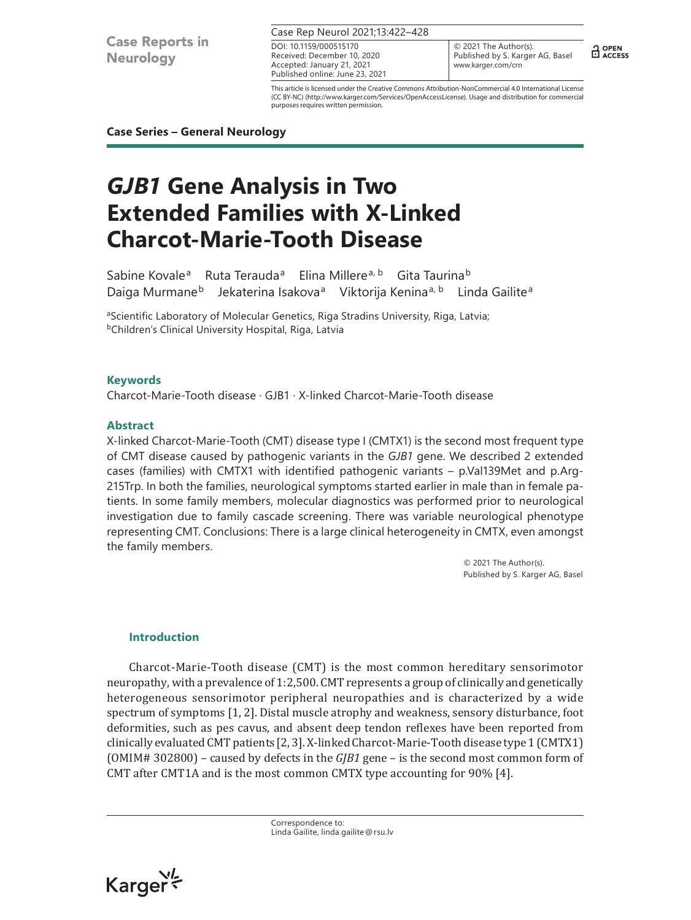Case Series – General Neurology

# *GJB1* Gene Analysis in Two Extended Families with X-Linked Charcot-Marie-Tooth Disease

Sabine Kovale[a] Ruta Terauda[a] Elina Millere[a, b] Gita Taurina[b] Daiga Murmane[b] Jekaterina Isakova[a] Viktorija Kenina[a, b] Linda Gailite[a]

[a]Scientific Laboratory of Molecular Genetics, Riga Stradins University, Riga, Latvia;
[b]Children's Clinical University Hospital, Riga, Latvia

DOI: 10.1159/000515170
Received: December 10, 2020
Accepted: January 21, 2021
Published online: June 23, 2021

© 2021 The Author(s).
Published by S. Karger AG, Basel
www.karger.com/crn

This article is licensed under the Creative Commons Attribution-NonCommercial 4.0 International License (CC BY-NC) (http://www.karger.com/Services/OpenAccessLicense). Usage and distribution for commercial purposes requires written permission.

### Keywords

Charcot-Marie-Tooth disease · GJB1 · X-linked Charcot-Marie-Tooth disease

### Abstract

X-linked Charcot-Marie-Tooth (CMT) disease type I (CMTX1) is the second most frequent type of CMT disease caused by pathogenic variants in the *GJB1* gene. We described 2 extended cases (families) with CMTX1 with identified pathogenic variants – p.Val139Met and p.Arg-215Trp. In both the families, neurological symptoms started earlier in male than in female patients. In some family members, molecular diagnostics was performed prior to neurological investigation due to family cascade screening. There was variable neurological phenotype representing CMT. Conclusions: There is a large clinical heterogeneity in CMTX, even amongst the family members.

© 2021 The Author(s).
Published by S. Karger AG, Basel

## Introduction

Charcot-Marie-Tooth disease (CMT) is the most common hereditary sensorimotor neuropathy, with a prevalence of 1:2,500. CMT represents a group of clinically and genetically heterogeneous sensorimotor peripheral neuropathies and is characterized by a wide spectrum of symptoms [1, 2]. Distal muscle atrophy and weakness, sensory disturbance, foot deformities, such as pes cavus, and absent deep tendon reflexes have been reported from clinically evaluated CMT patients [2, 3]. X-linked Charcot-Marie-Tooth disease type 1 (CMTX1) (OMIM# 302800) – caused by defects in the *GJB1* gene – is the second most common form of CMT after CMT1A and is the most common CMTX type accounting for 90% [4].

Correspondence to:
Linda Gailite, linda.gailite@rsu.lv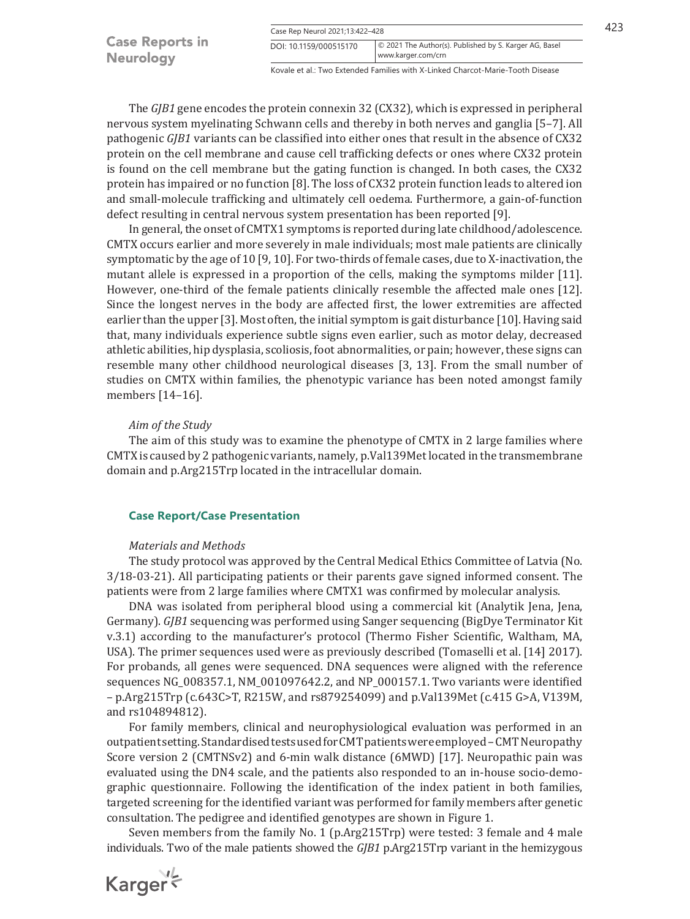The *GJB1* gene encodes the protein connexin 32 (CX32), which is expressed in peripheral nervous system myelinating Schwann cells and thereby in both nerves and ganglia [5–7]. All pathogenic *GJB1* variants can be classified into either ones that result in the absence of CX32 protein on the cell membrane and cause cell trafficking defects or ones where CX32 protein is found on the cell membrane but the gating function is changed. In both cases, the CX32 protein has impaired or no function [8]. The loss of CX32 protein function leads to altered ion and small-molecule trafficking and ultimately cell oedema. Furthermore, a gain-of-function defect resulting in central nervous system presentation has been reported [9].

In general, the onset of CMTX1 symptoms is reported during late childhood/adolescence. CMTX occurs earlier and more severely in male individuals; most male patients are clinically symptomatic by the age of 10 [9, 10]. For two-thirds of female cases, due to X-inactivation, the mutant allele is expressed in a proportion of the cells, making the symptoms milder [11]. However, one-third of the female patients clinically resemble the affected male ones [12]. Since the longest nerves in the body are affected first, the lower extremities are affected earlier than the upper [3]. Most often, the initial symptom is gait disturbance [10]. Having said that, many individuals experience subtle signs even earlier, such as motor delay, decreased athletic abilities, hip dysplasia, scoliosis, foot abnormalities, or pain; however, these signs can resemble many other childhood neurological diseases [3, 13]. From the small number of studies on CMTX within families, the phenotypic variance has been noted amongst family members [14–16].

### *Aim of the Study*

The aim of this study was to examine the phenotype of CMTX in 2 large families where CMTX is caused by 2 pathogenic variants, namely, p.Val139Met located in the transmembrane domain and p.Arg215Trp located in the intracellular domain.

## Case Report/Case Presentation

### *Materials and Methods*

The study protocol was approved by the Central Medical Ethics Committee of Latvia (No. 3/18-03-21). All participating patients or their parents gave signed informed consent. The patients were from 2 large families where CMTX1 was confirmed by molecular analysis.

DNA was isolated from peripheral blood using a commercial kit (Analytik Jena, Jena, Germany). *GJB1* sequencing was performed using Sanger sequencing (BigDye Terminator Kit v.3.1) according to the manufacturer's protocol (Thermo Fisher Scientific, Waltham, MA, USA). The primer sequences used were as previously described (Tomaselli et al. [14] 2017). For probands, all genes were sequenced. DNA sequences were aligned with the reference sequences NG_008357.1, NM_001097642.2, and NP_000157.1. Two variants were identified – p.Arg215Trp (c.643C>T, R215W, and rs879254099) and p.Val139Met (c.415 G>A, V139M, and rs104894812).

For family members, clinical and neurophysiological evaluation was performed in an outpatient setting. Standardised tests used for CMT patients were employed – CMT Neuropathy Score version 2 (CMTNSv2) and 6-min walk distance (6MWD) [17]. Neuropathic pain was evaluated using the DN4 scale, and the patients also responded to an in-house socio-demographic questionnaire. Following the identification of the index patient in both families, targeted screening for the identified variant was performed for family members after genetic consultation. The pedigree and identified genotypes are shown in Figure 1.

Seven members from the family No. 1 (p.Arg215Trp) were tested: 3 female and 4 male individuals. Two of the male patients showed the *GJB1* p.Arg215Trp variant in the hemizygous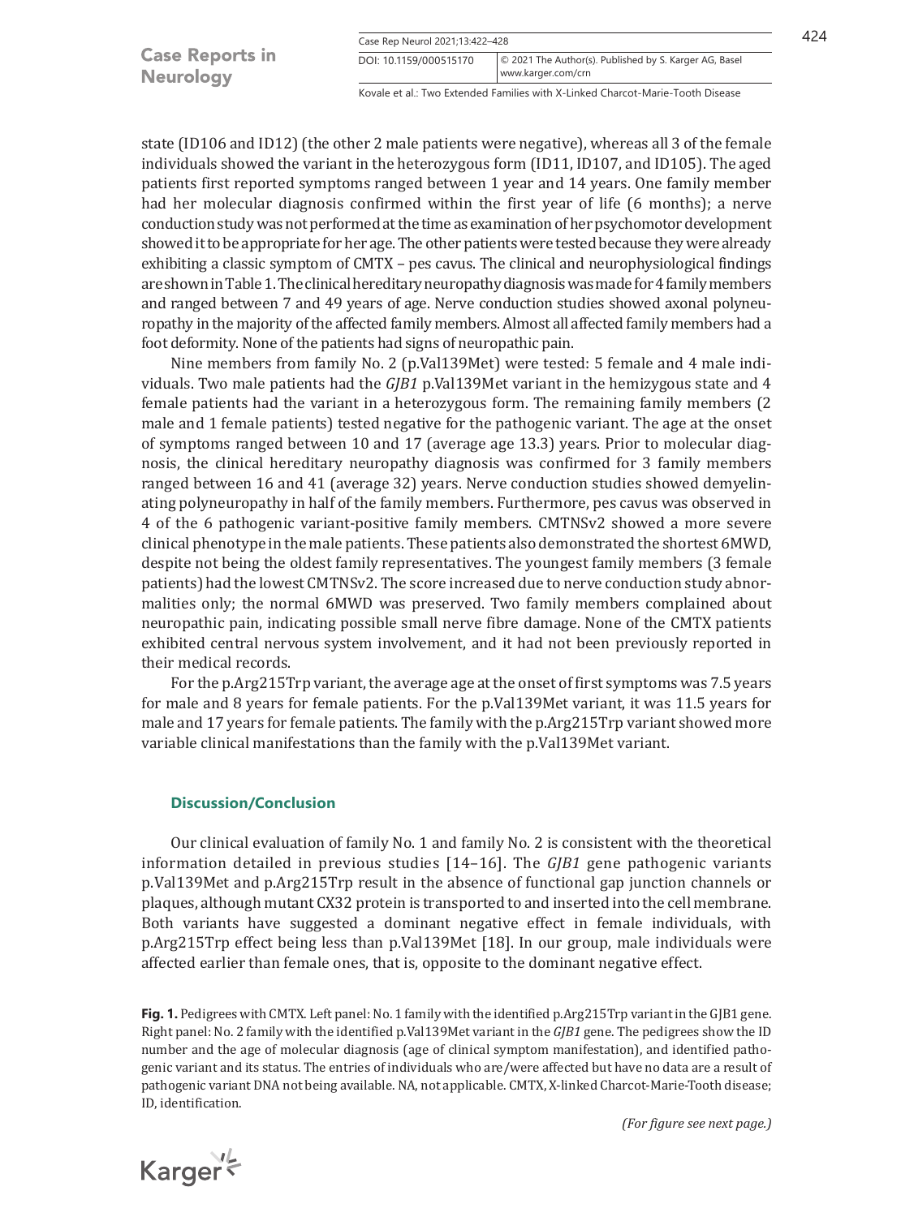state (ID106 and ID12) (the other 2 male patients were negative), whereas all 3 of the female individuals showed the variant in the heterozygous form (ID11, ID107, and ID105). The aged patients first reported symptoms ranged between 1 year and 14 years. One family member had her molecular diagnosis confirmed within the first year of life (6 months); a nerve conduction study was not performed at the time as examination of her psychomotor development showed it to be appropriate for her age. The other patients were tested because they were already exhibiting a classic symptom of CMTX – pes cavus. The clinical and neurophysiological findings are shown in Table 1. The clinical hereditary neuropathy diagnosis was made for 4 family members and ranged between 7 and 49 years of age. Nerve conduction studies showed axonal polyneuropathy in the majority of the affected family members. Almost all affected family members had a foot deformity. None of the patients had signs of neuropathic pain.

Nine members from family No. 2 (p.Val139Met) were tested: 5 female and 4 male individuals. Two male patients had the *GJB1* p.Val139Met variant in the hemizygous state and 4 female patients had the variant in a heterozygous form. The remaining family members (2 male and 1 female patients) tested negative for the pathogenic variant. The age at the onset of symptoms ranged between 10 and 17 (average age 13.3) years. Prior to molecular diagnosis, the clinical hereditary neuropathy diagnosis was confirmed for 3 family members ranged between 16 and 41 (average 32) years. Nerve conduction studies showed demyelinating polyneuropathy in half of the family members. Furthermore, pes cavus was observed in 4 of the 6 pathogenic variant-positive family members. CMTNSv2 showed a more severe clinical phenotype in the male patients. These patients also demonstrated the shortest 6MWD, despite not being the oldest family representatives. The youngest family members (3 female patients) had the lowest CMTNSv2. The score increased due to nerve conduction study abnormalities only; the normal 6MWD was preserved. Two family members complained about neuropathic pain, indicating possible small nerve fibre damage. None of the CMTX patients exhibited central nervous system involvement, and it had not been previously reported in their medical records.

For the p.Arg215Trp variant, the average age at the onset of first symptoms was 7.5 years for male and 8 years for female patients. For the p.Val139Met variant, it was 11.5 years for male and 17 years for female patients. The family with the p.Arg215Trp variant showed more variable clinical manifestations than the family with the p.Val139Met variant.

## Discussion/Conclusion

Our clinical evaluation of family No. 1 and family No. 2 is consistent with the theoretical information detailed in previous studies [14–16]. The *GJB1* gene pathogenic variants p.Val139Met and p.Arg215Trp result in the absence of functional gap junction channels or plaques, although mutant CX32 protein is transported to and inserted into the cell membrane. Both variants have suggested a dominant negative effect in female individuals, with p.Arg215Trp effect being less than p.Val139Met [18]. In our group, male individuals were affected earlier than female ones, that is, opposite to the dominant negative effect.

**Fig. 1.** Pedigrees with CMTX. Left panel: No. 1 family with the identified p.Arg215Trp variant in the GJB1 gene. Right panel: No. 2 family with the identified p.Val139Met variant in the *GJB1* gene. The pedigrees show the ID number and the age of molecular diagnosis (age of clinical symptom manifestation), and identified pathogenic variant and its status. The entries of individuals who are/were affected but have no data are a result of pathogenic variant DNA not being available. NA, not applicable. CMTX, X-linked Charcot-Marie-Tooth disease; ID, identification.

*(For figure see next page.)*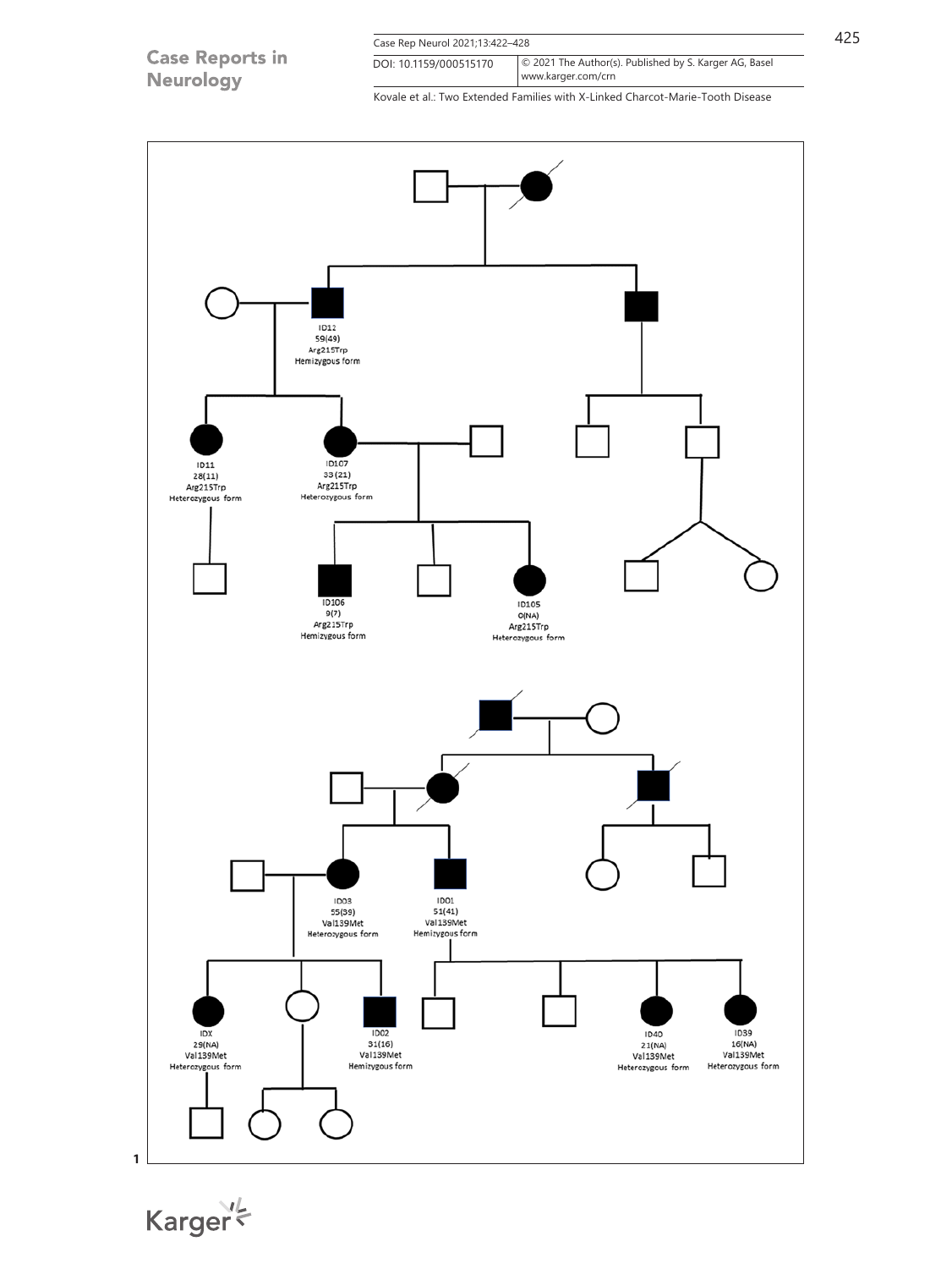ID12
59(49)
Arg215Trp
Hemizygous form

ID11
28(11)
Arg215Trp
Heterozygous form

ID107
35(21)
Arg215Trp
Heterozygous form

ID106
9(7)
Arg215Trp
Hemizygous form

ID105
0(NA)
Arg215Trp
Heterozygous form

ID03
55(39)
Val139Met
Heterozygous form

ID01
51(41)
Val139Met
Hemizygous form

IDX
29(NA)
Val139Met
Heterozygous form

ID02
31(16)
Val139Met
Hemizygous form

ID40
21(NA)
Val139Met
Heterozygous form

ID39
16(NA)
Val139Met
Heterozygous form

1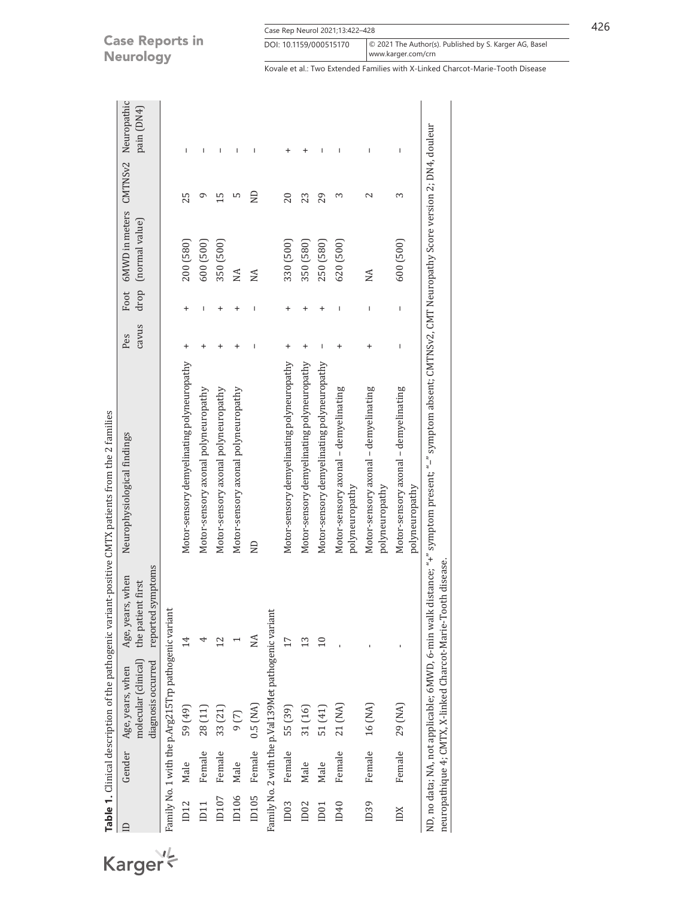**Table 1.** Clinical description of the pathogenic variant-positive CMTX patients from the 2 families

| ID | Gender | Age, years, when molecular (clinical) diagnosis occurred | Age, years, when the patient first reported symptoms | Neurophysiological findings | Pes cavus | Foot drop | 6MWD in meters (normal value) | CMTNSv2 | Neuropathic pain (DN4) |
|---|---|---|---|---|---|---|---|---|---|
| Family No. 1 with the p.Arg215Trp pathogenic variant | | | | | | | | | |
| ID12 | Male | 59 (49) | 14 | Motor-sensory demyelinating polyneuropathy | + | + | 200 (580) | 25 | – |
| ID11 | Female | 28 (11) | 4 | Motor-sensory axonal polyneuropathy | + | – | 600 (500) | 9 | – |
| ID107 | Female | 33 (21) | 12 | Motor-sensory axonal polyneuropathy | + | + | 350 (500) | 15 | – |
| ID106 | Male | 9 (7) | 1 | Motor-sensory axonal polyneuropathy | + | + | NA | 5 | – |
| ID105 | Female | 0.5 (NA) | NA | ND | – | – | NA | ND | – |
| Family No. 2 with the p.Val139Met pathogenic variant | | | | | | | | | |
| ID03 | Female | 55 (39) | 17 | Motor-sensory demyelinating polyneuropathy | + | + | 330 (500) | 20 | + |
| ID02 | Male | 31 (16) | 13 | Motor-sensory demyelinating polyneuropathy | + | + | 350 (580) | 23 | + |
| ID01 | Male | 51 (41) | 10 | Motor-sensory demyelinating polyneuropathy | – | + | 250 (580) | 29 | – |
| ID40 | Female | 21 (NA) | - | Motor-sensory axonal – demyelinating polyneuropathy | + | – | 620 (500) | 3 | – |
| ID39 | Female | 16 (NA) | - | Motor-sensory axonal – demyelinating polyneuropathy | + | – | NA | 2 | – |
| IDX | Female | 29 (NA) | - | Motor-sensory axonal – demyelinating polyneuropathy | – | – | 600 (500) | 3 | – |

ND, no data; NA, not applicable; 6MWD, 6-min walk distance; "+" symptom present; "–" symptom absent; CMTNSv2, CMT Neuropathy Score version 2; DN4, douleur neuropathique 4; CMTX, X-linked Charcot-Marie-Tooth disease.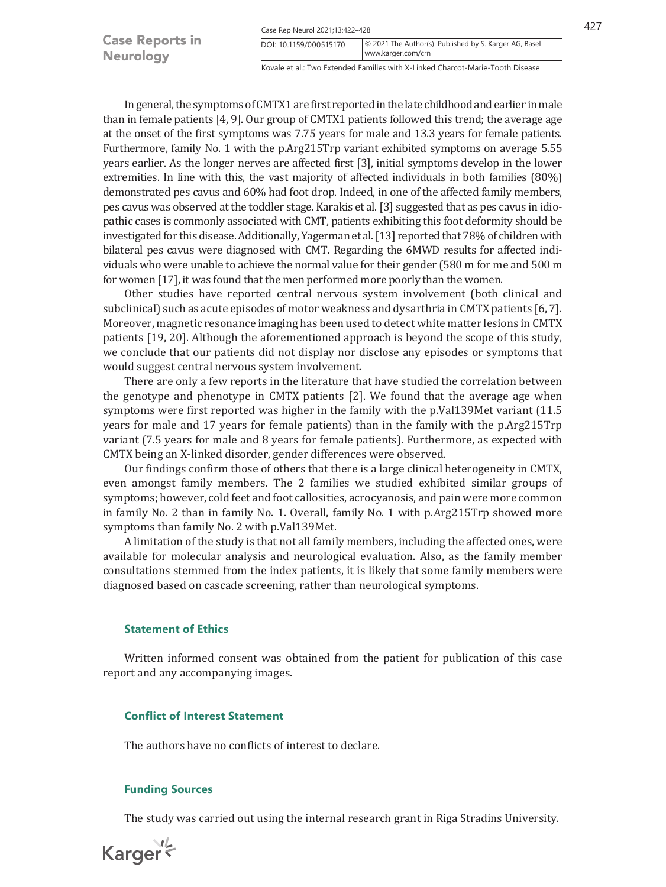In general, the symptoms of CMTX1 are first reported in the late childhood and earlier in male than in female patients [4, 9]. Our group of CMTX1 patients followed this trend; the average age at the onset of the first symptoms was 7.75 years for male and 13.3 years for female patients. Furthermore, family No. 1 with the p.Arg215Trp variant exhibited symptoms on average 5.55 years earlier. As the longer nerves are affected first [3], initial symptoms develop in the lower extremities. In line with this, the vast majority of affected individuals in both families (80%) demonstrated pes cavus and 60% had foot drop. Indeed, in one of the affected family members, pes cavus was observed at the toddler stage. Karakis et al. [3] suggested that as pes cavus in idiopathic cases is commonly associated with CMT, patients exhibiting this foot deformity should be investigated for this disease. Additionally, Yagerman et al. [13] reported that 78% of children with bilateral pes cavus were diagnosed with CMT. Regarding the 6MWD results for affected individuals who were unable to achieve the normal value for their gender (580 m for me and 500 m for women [17], it was found that the men performed more poorly than the women.

Other studies have reported central nervous system involvement (both clinical and subclinical) such as acute episodes of motor weakness and dysarthria in CMTX patients [6, 7]. Moreover, magnetic resonance imaging has been used to detect white matter lesions in CMTX patients [19, 20]. Although the aforementioned approach is beyond the scope of this study, we conclude that our patients did not display nor disclose any episodes or symptoms that would suggest central nervous system involvement.

There are only a few reports in the literature that have studied the correlation between the genotype and phenotype in CMTX patients [2]. We found that the average age when symptoms were first reported was higher in the family with the p.Val139Met variant (11.5 years for male and 17 years for female patients) than in the family with the p.Arg215Trp variant (7.5 years for male and 8 years for female patients). Furthermore, as expected with CMTX being an X-linked disorder, gender differences were observed.

Our findings confirm those of others that there is a large clinical heterogeneity in CMTX, even amongst family members. The 2 families we studied exhibited similar groups of symptoms; however, cold feet and foot callosities, acrocyanosis, and pain were more common in family No. 2 than in family No. 1. Overall, family No. 1 with p.Arg215Trp showed more symptoms than family No. 2 with p.Val139Met.

A limitation of the study is that not all family members, including the affected ones, were available for molecular analysis and neurological evaluation. Also, as the family member consultations stemmed from the index patients, it is likely that some family members were diagnosed based on cascade screening, rather than neurological symptoms.

## Statement of Ethics

Written informed consent was obtained from the patient for publication of this case report and any accompanying images.

## Conflict of Interest Statement

The authors have no conflicts of interest to declare.

## Funding Sources

The study was carried out using the internal research grant in Riga Stradins University.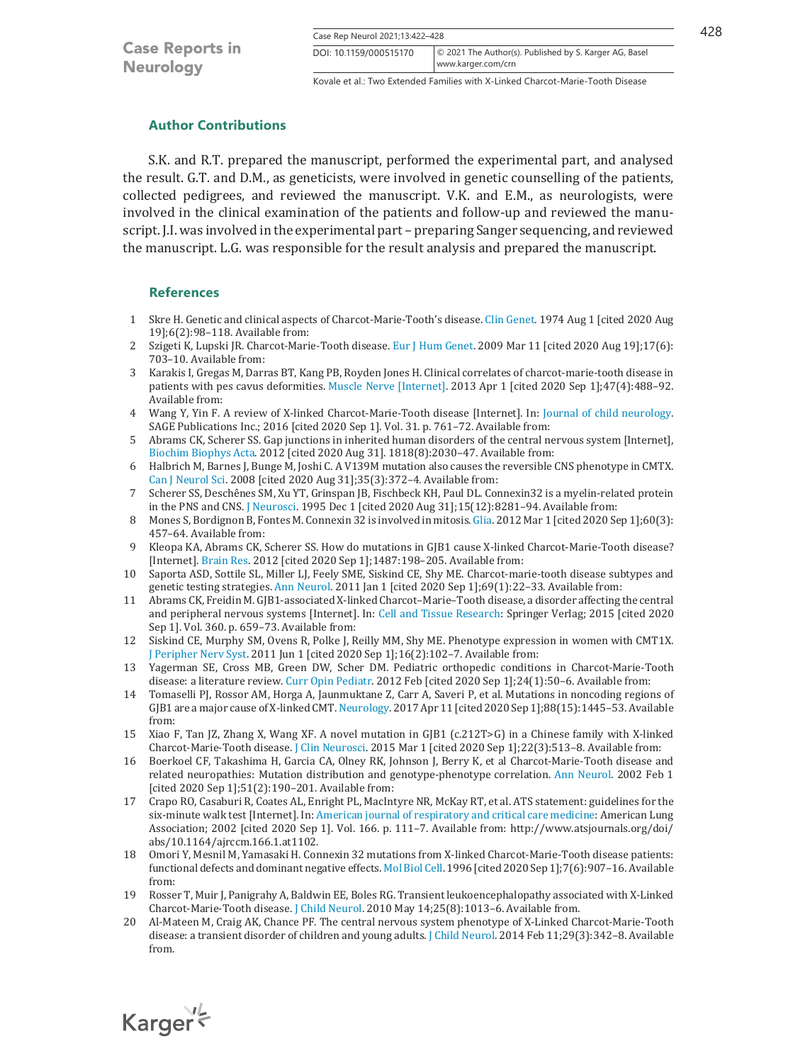## Author Contributions

S.K. and R.T. prepared the manuscript, performed the experimental part, and analysed the result. G.T. and D.M., as geneticists, were involved in genetic counselling of the patients, collected pedigrees, and reviewed the manuscript. V.K. and E.M., as neurologists, were involved in the clinical examination of the patients and follow-up and reviewed the manuscript. J.I. was involved in the experimental part – preparing Sanger sequencing, and reviewed the manuscript. L.G. was responsible for the result analysis and prepared the manuscript.

## References

1. Skre H. Genetic and clinical aspects of Charcot-Marie-Tooth's disease. Clin Genet. 1974 Aug 1 [cited 2020 Aug 19];6(2):98–118. Available from:
2. Szigeti K, Lupski JR. Charcot-Marie-Tooth disease. Eur J Hum Genet. 2009 Mar 11 [cited 2020 Aug 19];17(6): 703–10. Available from:
3. Karakis I, Gregas M, Darras BT, Kang PB, Royden Jones H. Clinical correlates of charcot-marie-tooth disease in patients with pes cavus deformities. Muscle Nerve [Internet]. 2013 Apr 1 [cited 2020 Sep 1];47(4):488–92. Available from:
4. Wang Y, Yin F. A review of X-linked Charcot-Marie-Tooth disease [Internet]. In: Journal of child neurology. SAGE Publications Inc.; 2016 [cited 2020 Sep 1]. Vol. 31. p. 761–72. Available from:
5. Abrams CK, Scherer SS. Gap junctions in inherited human disorders of the central nervous system [Internet], Biochim Biophys Acta. 2012 [cited 2020 Aug 31]. 1818(8):2030–47. Available from:
6. Halbrich M, Barnes J, Bunge M, Joshi C. A V139M mutation also causes the reversible CNS phenotype in CMTX. Can J Neurol Sci. 2008 [cited 2020 Aug 31];35(3):372–4. Available from:
7. Scherer SS, Deschênes SM, Xu YT, Grinspan JB, Fischbeck KH, Paul DL. Connexin32 is a myelin-related protein in the PNS and CNS. J Neurosci. 1995 Dec 1 [cited 2020 Aug 31];15(12):8281–94. Available from:
8. Mones S, Bordignon B, Fontes M. Connexin 32 is involved in mitosis. Glia. 2012 Mar 1 [cited 2020 Sep 1];60(3): 457–64. Available from:
9. Kleopa KA, Abrams CK, Scherer SS. How do mutations in GJB1 cause X-linked Charcot-Marie-Tooth disease? [Internet]. Brain Res. 2012 [cited 2020 Sep 1];1487:198–205. Available from:
10. Saporta ASD, Sottile SL, Miller LJ, Feely SME, Siskind CE, Shy ME. Charcot-marie-tooth disease subtypes and genetic testing strategies. Ann Neurol. 2011 Jan 1 [cited 2020 Sep 1];69(1):22–33. Available from:
11. Abrams CK, Freidin M. GJB1-associated X-linked Charcot–Marie–Tooth disease, a disorder affecting the central and peripheral nervous systems [Internet]. In: Cell and Tissue Research: Springer Verlag; 2015 [cited 2020 Sep 1]. Vol. 360. p. 659–73. Available from:
12. Siskind CE, Murphy SM, Ovens R, Polke J, Reilly MM, Shy ME. Phenotype expression in women with CMT1X. J Peripher Nerv Syst. 2011 Jun 1 [cited 2020 Sep 1];16(2):102–7. Available from:
13. Yagerman SE, Cross MB, Green DW, Scher DM. Pediatric orthopedic conditions in Charcot-Marie-Tooth disease: a literature review. Curr Opin Pediatr. 2012 Feb [cited 2020 Sep 1];24(1):50–6. Available from:
14. Tomaselli PJ, Rossor AM, Horga A, Jaunmuktane Z, Carr A, Saveri P, et al. Mutations in noncoding regions of GJB1 are a major cause of X-linked CMT. Neurology. 2017 Apr 11 [cited 2020 Sep 1];88(15):1445–53. Available from:
15. Xiao F, Tan JZ, Zhang X, Wang XF. A novel mutation in GJB1 (c.212T>G) in a Chinese family with X-linked Charcot-Marie-Tooth disease. J Clin Neurosci. 2015 Mar 1 [cited 2020 Sep 1];22(3):513–8. Available from:
16. Boerkoel CF, Takashima H, Garcia CA, Olney RK, Johnson J, Berry K, et al Charcot-Marie-Tooth disease and related neuropathies: Mutation distribution and genotype-phenotype correlation. Ann Neurol. 2002 Feb 1 [cited 2020 Sep 1];51(2):190–201. Available from:
17. Crapo RO, Casaburi R, Coates AL, Enright PL, MacIntyre NR, McKay RT, et al. ATS statement: guidelines for the six-minute walk test [Internet]. In: American journal of respiratory and critical care medicine: American Lung Association; 2002 [cited 2020 Sep 1]. Vol. 166. p. 111–7. Available from: http://www.atsjournals.org/doi/abs/10.1164/ajrccm.166.1.at1102.
18. Omori Y, Mesnil M, Yamasaki H. Connexin 32 mutations from X-linked Charcot-Marie-Tooth disease patients: functional defects and dominant negative effects. Mol Biol Cell. 1996 [cited 2020 Sep 1];7(6):907–16. Available from:
19. Rosser T, Muir J, Panigrahy A, Baldwin EE, Boles RG. Transient leukoencephalopathy associated with X-Linked Charcot-Marie-Tooth disease. J Child Neurol. 2010 May 14;25(8):1013–6. Available from.
20. Al-Mateen M, Craig AK, Chance PF. The central nervous system phenotype of X-Linked Charcot-Marie-Tooth disease: a transient disorder of children and young adults. J Child Neurol. 2014 Feb 11;29(3):342–8. Available from.